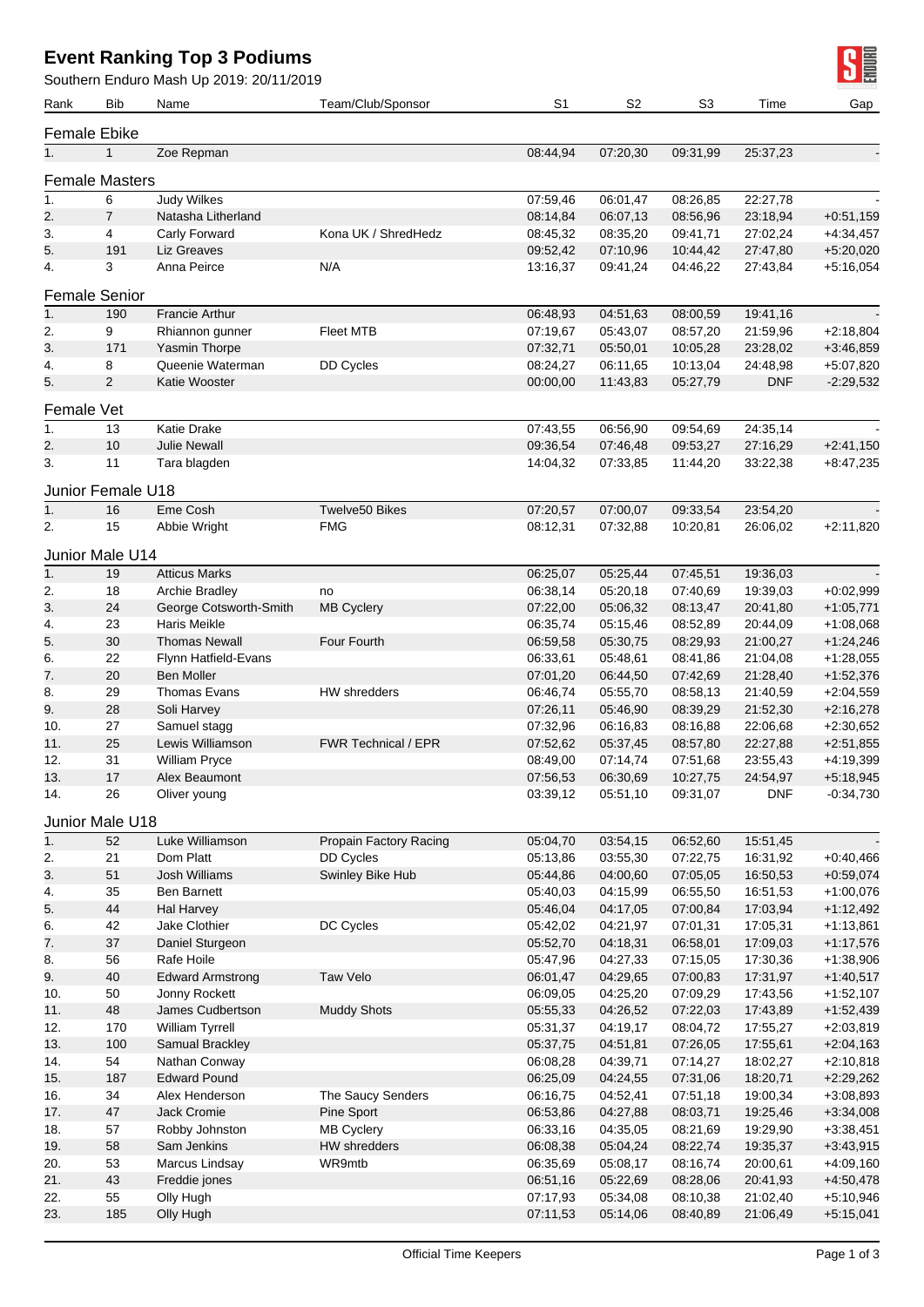# Event Ranking Top 3 Podiums

Southern Enduro Mash Up 2019: 20/11/2019

| Rank | Bib | Name | Team/Club/Sponsor | S1 | S2 | S3 | Time | Gap |
|---|---|---|---|---|---|---|---|---|
| **Female Ebike** | | | | | | | | |
| 1. | 1 | Zoe Repman | | 08:44,94 | 07:20,30 | 09:31,99 | 25:37,23 | - |
| **Female Masters** | | | | | | | | |
| 1. | 6 | Judy Wilkes | | 07:59,46 | 06:01,47 | 08:26,85 | 22:27,78 | - |
| 2. | 7 | Natasha Litherland | | 08:14,84 | 06:07,13 | 08:56,96 | 23:18,94 | +0:51,159 |
| 3. | 4 | Carly Forward | Kona UK / ShredHedz | 08:45,32 | 08:35,20 | 09:41,71 | 27:02,24 | +4:34,457 |
| 5. | 191 | Liz Greaves | | 09:52,42 | 07:10,96 | 10:44,42 | 27:47,80 | +5:20,020 |
| 4. | 3 | Anna Peirce | N/A | 13:16,37 | 09:41,24 | 04:46,22 | 27:43,84 | +5:16,054 |
| **Female Senior** | | | | | | | | |
| 1. | 190 | Francie Arthur | | 06:48,93 | 04:51,63 | 08:00,59 | 19:41,16 | - |
| 2. | 9 | Rhiannon gunner | Fleet MTB | 07:19,67 | 05:43,07 | 08:57,20 | 21:59,96 | +2:18,804 |
| 3. | 171 | Yasmin Thorpe | | 07:32,71 | 05:50,01 | 10:05,28 | 23:28,02 | +3:46,859 |
| 4. | 8 | Queenie Waterman | DD Cycles | 08:24,27 | 06:11,65 | 10:13,04 | 24:48,98 | +5:07,820 |
| 5. | 2 | Katie Wooster | | 00:00,00 | 11:43,83 | 05:27,79 | DNF | -2:29,532 |
| **Female Vet** | | | | | | | | |
| 1. | 13 | Katie Drake | | 07:43,55 | 06:56,90 | 09:54,69 | 24:35,14 | - |
| 2. | 10 | Julie Newall | | 09:36,54 | 07:46,48 | 09:53,27 | 27:16,29 | +2:41,150 |
| 3. | 11 | Tara blagden | | 14:04,32 | 07:33,85 | 11:44,20 | 33:22,38 | +8:47,235 |
| **Junior Female U18** | | | | | | | | |
| 1. | 16 | Eme Cosh | Twelve50 Bikes | 07:20,57 | 07:00,07 | 09:33,54 | 23:54,20 | - |
| 2. | 15 | Abbie Wright | FMG | 08:12,31 | 07:32,88 | 10:20,81 | 26:06,02 | +2:11,820 |
| **Junior Male U14** | | | | | | | | |
| 1. | 19 | Atticus Marks | | 06:25,07 | 05:25,44 | 07:45,51 | 19:36,03 | - |
| 2. | 18 | Archie Bradley | no | 06:38,14 | 05:20,18 | 07:40,69 | 19:39,03 | +0:02,999 |
| 3. | 24 | George Cotsworth-Smith | MB Cyclery | 07:22,00 | 05:06,32 | 08:13,47 | 20:41,80 | +1:05,771 |
| 4. | 23 | Haris Meikle | | 06:35,74 | 05:15,46 | 08:52,89 | 20:44,09 | +1:08,068 |
| 5. | 30 | Thomas Newall | Four Fourth | 06:59,58 | 05:30,75 | 08:29,93 | 21:00,27 | +1:24,246 |
| 6. | 22 | Flynn Hatfield-Evans | | 06:33,61 | 05:48,61 | 08:41,86 | 21:04,08 | +1:28,055 |
| 7. | 20 | Ben Moller | | 07:01,20 | 06:44,50 | 07:42,69 | 21:28,40 | +1:52,376 |
| 8. | 29 | Thomas Evans | HW shredders | 06:46,74 | 05:55,70 | 08:58,13 | 21:40,59 | +2:04,559 |
| 9. | 28 | Soli Harvey | | 07:26,11 | 05:46,90 | 08:39,29 | 21:52,30 | +2:16,278 |
| 10. | 27 | Samuel stagg | | 07:32,96 | 06:16,83 | 08:16,88 | 22:06,68 | +2:30,652 |
| 11. | 25 | Lewis Williamson | FWR Technical / EPR | 07:52,62 | 05:37,45 | 08:57,80 | 22:27,88 | +2:51,855 |
| 12. | 31 | William Pryce | | 08:49,00 | 07:14,74 | 07:51,68 | 23:55,43 | +4:19,399 |
| 13. | 17 | Alex Beaumont | | 07:56,53 | 06:30,69 | 10:27,75 | 24:54,97 | +5:18,945 |
| 14. | 26 | Oliver young | | 03:39,12 | 05:51,10 | 09:31,07 | DNF | -0:34,730 |
| **Junior Male U18** | | | | | | | | |
| 1. | 52 | Luke Williamson | Propain Factory Racing | 05:04,70 | 03:54,15 | 06:52,60 | 15:51,45 | - |
| 2. | 21 | Dom Platt | DD Cycles | 05:13,86 | 03:55,30 | 07:22,75 | 16:31,92 | +0:40,466 |
| 3. | 51 | Josh Williams | Swinley Bike Hub | 05:44,86 | 04:00,60 | 07:05,05 | 16:50,53 | +0:59,074 |
| 4. | 35 | Ben Barnett | | 05:40,03 | 04:15,99 | 06:55,50 | 16:51,53 | +1:00,076 |
| 5. | 44 | Hal Harvey | | 05:46,04 | 04:17,05 | 07:00,84 | 17:03,94 | +1:12,492 |
| 6. | 42 | Jake Clothier | DC Cycles | 05:42,02 | 04:21,97 | 07:01,31 | 17:05,31 | +1:13,861 |
| 7. | 37 | Daniel Sturgeon | | 05:52,70 | 04:18,31 | 06:58,01 | 17:09,03 | +1:17,576 |
| 8. | 56 | Rafe Hoile | | 05:47,96 | 04:27,33 | 07:15,05 | 17:30,36 | +1:38,906 |
| 9. | 40 | Edward Armstrong | Taw Velo | 06:01,47 | 04:29,65 | 07:00,83 | 17:31,97 | +1:40,517 |
| 10. | 50 | Jonny Rockett | | 06:09,05 | 04:25,20 | 07:09,29 | 17:43,56 | +1:52,107 |
| 11. | 48 | James Cudbertson | Muddy Shots | 05:55,33 | 04:26,52 | 07:22,03 | 17:43,89 | +1:52,439 |
| 12. | 170 | William Tyrrell | | 05:31,37 | 04:19,17 | 08:04,72 | 17:55,27 | +2:03,819 |
| 13. | 100 | Samual Brackley | | 05:37,75 | 04:51,81 | 07:26,05 | 17:55,61 | +2:04,163 |
| 14. | 54 | Nathan Conway | | 06:08,28 | 04:39,71 | 07:14,27 | 18:02,27 | +2:10,818 |
| 15. | 187 | Edward Pound | | 06:25,09 | 04:24,55 | 07:31,06 | 18:20,71 | +2:29,262 |
| 16. | 34 | Alex Henderson | The Saucy Senders | 06:16,75 | 04:52,41 | 07:51,18 | 19:00,34 | +3:08,893 |
| 17. | 47 | Jack Cromie | Pine Sport | 06:53,86 | 04:27,88 | 08:03,71 | 19:25,46 | +3:34,008 |
| 18. | 57 | Robby Johnston | MB Cyclery | 06:33,16 | 04:35,05 | 08:21,69 | 19:29,90 | +3:38,451 |
| 19. | 58 | Sam Jenkins | HW shredders | 06:08,38 | 05:04,24 | 08:22,74 | 19:35,37 | +3:43,915 |
| 20. | 53 | Marcus Lindsay | WR9mtb | 06:35,69 | 05:08,17 | 08:16,74 | 20:00,61 | +4:09,160 |
| 21. | 43 | Freddie jones | | 06:51,16 | 05:22,69 | 08:28,06 | 20:41,93 | +4:50,478 |
| 22. | 55 | Olly Hugh | | 07:17,93 | 05:34,08 | 08:10,38 | 21:02,40 | +5:10,946 |
| 23. | 185 | Olly Hugh | | 07:11,53 | 05:14,06 | 08:40,89 | 21:06,49 | +5:15,041 |

Official Time Keepers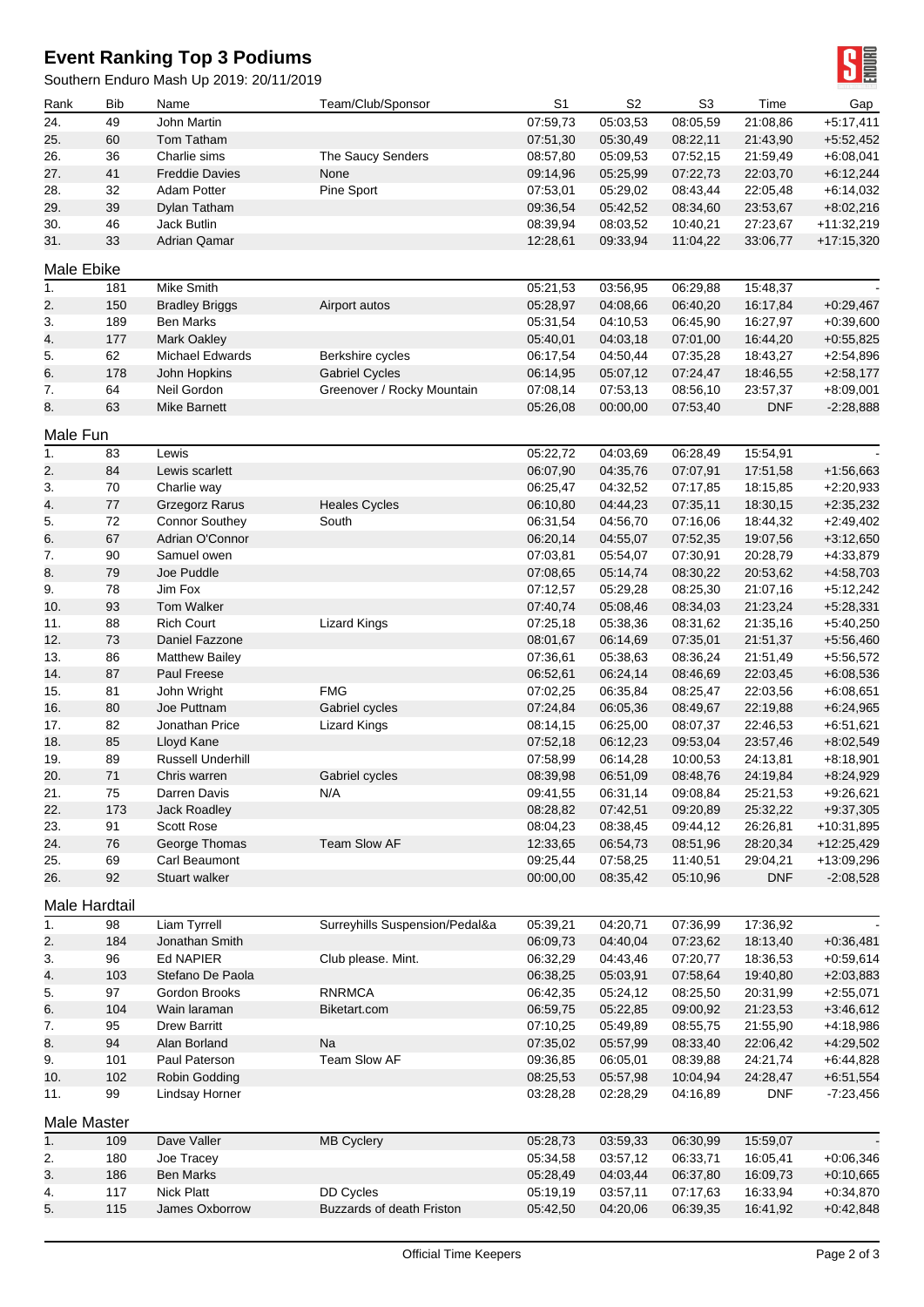# Event Ranking Top 3 Podiums

Southern Enduro Mash Up 2019: 20/11/2019

| Rank | Bib | Name | Team/Club/Sponsor | S1 | S2 | S3 | Time | Gap |
|---|---|---|---|---|---|---|---|---|
| 24. | 49 | John Martin | | 07:59,73 | 05:03,53 | 08:05,59 | 21:08,86 | +5:17,411 |
| 25. | 60 | Tom Tatham | | 07:51,30 | 05:30,49 | 08:22,11 | 21:43,90 | +5:52,452 |
| 26. | 36 | Charlie sims | The Saucy Senders | 08:57,80 | 05:09,53 | 07:52,15 | 21:59,49 | +6:08,041 |
| 27. | 41 | Freddie Davies | None | 09:14,96 | 05:25,99 | 07:22,73 | 22:03,70 | +6:12,244 |
| 28. | 32 | Adam Potter | Pine Sport | 07:53,01 | 05:29,02 | 08:43,44 | 22:05,48 | +6:14,032 |
| 29. | 39 | Dylan Tatham | | 09:36,54 | 05:42,52 | 08:34,60 | 23:53,67 | +8:02,216 |
| 30. | 46 | Jack Butlin | | 08:39,94 | 08:03,52 | 10:40,21 | 27:23,67 | +11:32,219 |
| 31. | 33 | Adrian Qamar | | 12:28,61 | 09:33,94 | 11:04,22 | 33:06,77 | +17:15,320 |

## Male Ebike

| Rank | Bib | Name | Team/Club/Sponsor | S1 | S2 | S3 | Time | Gap |
|---|---|---|---|---|---|---|---|---|
| 1. | 181 | Mike Smith | | 05:21,53 | 03:56,95 | 06:29,88 | 15:48,37 | - |
| 2. | 150 | Bradley Briggs | Airport autos | 05:28,97 | 04:08,66 | 06:40,20 | 16:17,84 | +0:29,467 |
| 3. | 189 | Ben Marks | | 05:31,54 | 04:10,53 | 06:45,90 | 16:27,97 | +0:39,600 |
| 4. | 177 | Mark Oakley | | 05:40,01 | 04:03,18 | 07:01,00 | 16:44,20 | +0:55,825 |
| 5. | 62 | Michael Edwards | Berkshire cycles | 06:17,54 | 04:50,44 | 07:35,28 | 18:43,27 | +2:54,896 |
| 6. | 178 | John Hopkins | Gabriel Cycles | 06:14,95 | 05:07,12 | 07:24,47 | 18:46,55 | +2:58,177 |
| 7. | 64 | Neil Gordon | Greenover / Rocky Mountain | 07:08,14 | 07:53,13 | 08:56,10 | 23:57,37 | +8:09,001 |
| 8. | 63 | Mike Barnett | | 05:26,08 | 00:00,00 | 07:53,40 | DNF | -2:28,888 |

## Male Fun

| Rank | Bib | Name | Team/Club/Sponsor | S1 | S2 | S3 | Time | Gap |
|---|---|---|---|---|---|---|---|---|
| 1. | 83 | Lewis | | 05:22,72 | 04:03,69 | 06:28,49 | 15:54,91 | - |
| 2. | 84 | Lewis scarlett | | 06:07,90 | 04:35,76 | 07:07,91 | 17:51,58 | +1:56,663 |
| 3. | 70 | Charlie way | | 06:25,47 | 04:32,52 | 07:17,85 | 18:15,85 | +2:20,933 |
| 4. | 77 | Grzegorz Rarus | Heales Cycles | 06:10,80 | 04:44,23 | 07:35,11 | 18:30,15 | +2:35,232 |
| 5. | 72 | Connor Southey | South | 06:31,54 | 04:56,70 | 07:16,06 | 18:44,32 | +2:49,402 |
| 6. | 67 | Adrian O'Connor | | 06:20,14 | 04:55,07 | 07:52,35 | 19:07,56 | +3:12,650 |
| 7. | 90 | Samuel owen | | 07:03,81 | 05:54,07 | 07:30,91 | 20:28,79 | +4:33,879 |
| 8. | 79 | Joe Puddle | | 07:08,65 | 05:14,74 | 08:30,22 | 20:53,62 | +4:58,703 |
| 9. | 78 | Jim Fox | | 07:12,57 | 05:29,28 | 08:25,30 | 21:07,16 | +5:12,242 |
| 10. | 93 | Tom Walker | | 07:40,74 | 05:08,46 | 08:34,03 | 21:23,24 | +5:28,331 |
| 11. | 88 | Rich Court | Lizard Kings | 07:25,18 | 05:38,36 | 08:31,62 | 21:35,16 | +5:40,250 |
| 12. | 73 | Daniel Fazzone | | 08:01,67 | 06:14,69 | 07:35,01 | 21:51,37 | +5:56,460 |
| 13. | 86 | Matthew Bailey | | 07:36,61 | 05:38,63 | 08:36,24 | 21:51,49 | +5:56,572 |
| 14. | 87 | Paul Freese | | 06:52,61 | 06:24,14 | 08:46,69 | 22:03,45 | +6:08,536 |
| 15. | 81 | John Wright | FMG | 07:02,25 | 06:35,84 | 08:25,47 | 22:03,56 | +6:08,651 |
| 16. | 80 | Joe Puttnam | Gabriel cycles | 07:24,84 | 06:05,36 | 08:49,67 | 22:19,88 | +6:24,965 |
| 17. | 82 | Jonathan Price | Lizard Kings | 08:14,15 | 06:25,00 | 08:07,37 | 22:46,53 | +6:51,621 |
| 18. | 85 | Lloyd Kane | | 07:52,18 | 06:12,23 | 09:53,04 | 23:57,46 | +8:02,549 |
| 19. | 89 | Russell Underhill | | 07:58,99 | 06:14,28 | 10:00,53 | 24:13,81 | +8:18,901 |
| 20. | 71 | Chris warren | Gabriel cycles | 08:39,98 | 06:51,09 | 08:48,76 | 24:19,84 | +8:24,929 |
| 21. | 75 | Darren Davis | N/A | 09:41,55 | 06:31,14 | 09:08,84 | 25:21,53 | +9:26,621 |
| 22. | 173 | Jack Roadley | | 08:28,82 | 07:42,51 | 09:20,89 | 25:32,22 | +9:37,305 |
| 23. | 91 | Scott Rose | | 08:04,23 | 08:38,45 | 09:44,12 | 26:26,81 | +10:31,895 |
| 24. | 76 | George Thomas | Team Slow AF | 12:33,65 | 06:54,73 | 08:51,96 | 28:20,34 | +12:25,429 |
| 25. | 69 | Carl Beaumont | | 09:25,44 | 07:58,25 | 11:40,51 | 29:04,21 | +13:09,296 |
| 26. | 92 | Stuart walker | | 00:00,00 | 08:35,42 | 05:10,96 | DNF | -2:08,528 |

## Male Hardtail

| Rank | Bib | Name | Team/Club/Sponsor | S1 | S2 | S3 | Time | Gap |
|---|---|---|---|---|---|---|---|---|
| 1. | 98 | Liam Tyrrell | Surreyhills Suspension/Pedal&a | 05:39,21 | 04:20,71 | 07:36,99 | 17:36,92 | - |
| 2. | 184 | Jonathan Smith | | 06:09,73 | 04:40,04 | 07:23,62 | 18:13,40 | +0:36,481 |
| 3. | 96 | Ed NAPIER | Club please. Mint. | 06:32,29 | 04:43,46 | 07:20,77 | 18:36,53 | +0:59,614 |
| 4. | 103 | Stefano De Paola | | 06:38,25 | 05:03,91 | 07:58,64 | 19:40,80 | +2:03,883 |
| 5. | 97 | Gordon Brooks | RNRMCA | 06:42,35 | 05:24,12 | 08:25,50 | 20:31,99 | +2:55,071 |
| 6. | 104 | Wain laraman | Biketart.com | 06:59,75 | 05:22,85 | 09:00,92 | 21:23,53 | +3:46,612 |
| 7. | 95 | Drew Barritt | | 07:10,25 | 05:49,89 | 08:55,75 | 21:55,90 | +4:18,986 |
| 8. | 94 | Alan Borland | Na | 07:35,02 | 05:57,99 | 08:33,40 | 22:06,42 | +4:29,502 |
| 9. | 101 | Paul Paterson | Team Slow AF | 09:36,85 | 06:05,01 | 08:39,88 | 24:21,74 | +6:44,828 |
| 10. | 102 | Robin Godding | | 08:25,53 | 05:57,98 | 10:04,94 | 24:28,47 | +6:51,554 |
| 11. | 99 | Lindsay Horner | | 03:28,28 | 02:28,29 | 04:16,89 | DNF | -7:23,456 |

## Male Master

| Rank | Bib | Name | Team/Club/Sponsor | S1 | S2 | S3 | Time | Gap |
|---|---|---|---|---|---|---|---|---|
| 1. | 109 | Dave Valler | MB Cyclery | 05:28,73 | 03:59,33 | 06:30,99 | 15:59,07 | - |
| 2. | 180 | Joe Tracey | | 05:34,58 | 03:57,12 | 06:33,71 | 16:05,41 | +0:06,346 |
| 3. | 186 | Ben Marks | | 05:28,49 | 04:03,44 | 06:37,80 | 16:09,73 | +0:10,665 |
| 4. | 117 | Nick Platt | DD Cycles | 05:19,19 | 03:57,11 | 07:17,63 | 16:33,94 | +0:34,870 |
| 5. | 115 | James Oxborrow | Buzzards of death Friston | 05:42,50 | 04:20,06 | 06:39,35 | 16:41,92 | +0:42,848 |

Official Time Keepers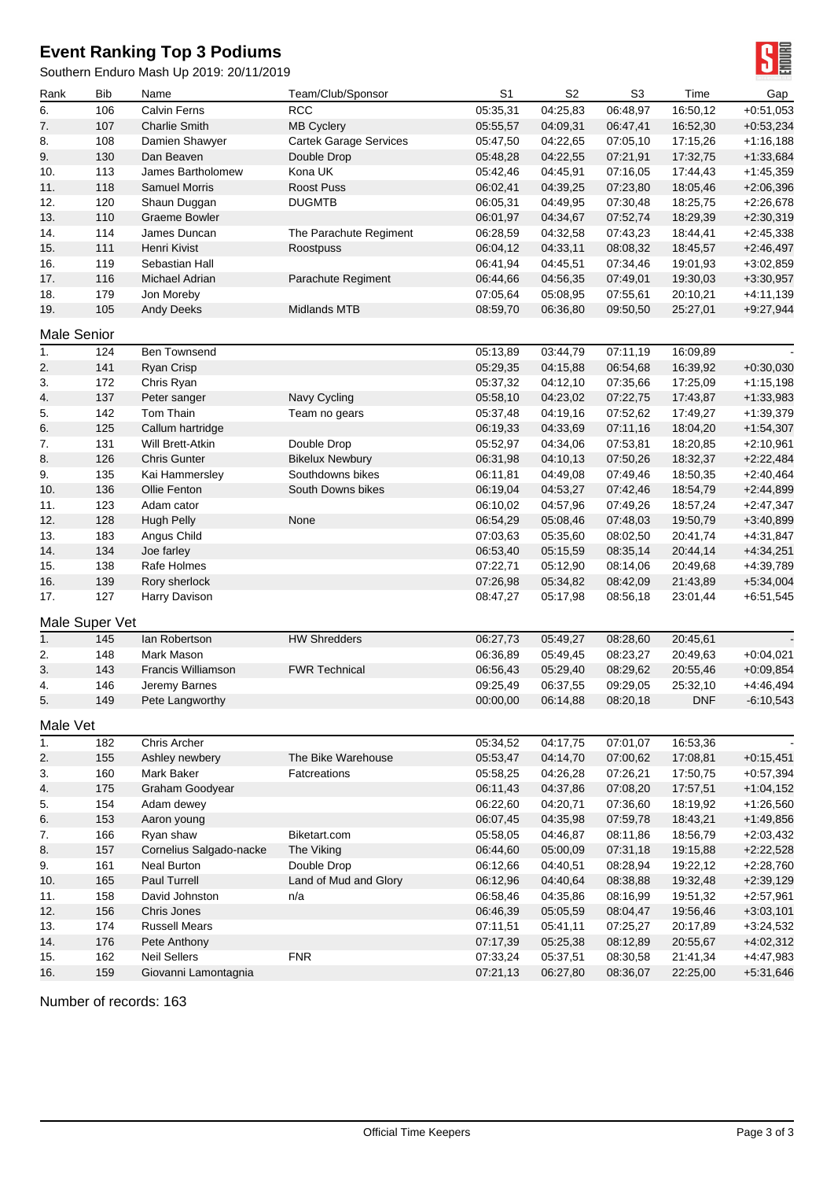# Event Ranking Top 3 Podiums

Southern Enduro Mash Up 2019: 20/11/2019

| Rank | Bib | Name | Team/Club/Sponsor | S1 | S2 | S3 | Time | Gap |
|---|---|---|---|---|---|---|---|---|
| 6. | 106 | Calvin Ferns | RCC | 05:35,31 | 04:25,83 | 06:48,97 | 16:50,12 | +0:51,053 |
| 7. | 107 | Charlie Smith | MB Cyclery | 05:55,57 | 04:09,31 | 06:47,41 | 16:52,30 | +0:53,234 |
| 8. | 108 | Damien Shawyer | Cartek Garage Services | 05:47,50 | 04:22,65 | 07:05,10 | 17:15,26 | +1:16,188 |
| 9. | 130 | Dan Beaven | Double Drop | 05:48,28 | 04:22,55 | 07:21,91 | 17:32,75 | +1:33,684 |
| 10. | 113 | James Bartholomew | Kona UK | 05:42,46 | 04:45,91 | 07:16,05 | 17:44,43 | +1:45,359 |
| 11. | 118 | Samuel Morris | Roost Puss | 06:02,41 | 04:39,25 | 07:23,80 | 18:05,46 | +2:06,396 |
| 12. | 120 | Shaun Duggan | DUGMTB | 06:05,31 | 04:49,95 | 07:30,48 | 18:25,75 | +2:26,678 |
| 13. | 110 | Graeme Bowler | | 06:01,97 | 04:34,67 | 07:52,74 | 18:29,39 | +2:30,319 |
| 14. | 114 | James Duncan | The Parachute Regiment | 06:28,59 | 04:32,58 | 07:43,23 | 18:44,41 | +2:45,338 |
| 15. | 111 | Henri Kivist | Roostpuss | 06:04,12 | 04:33,11 | 08:08,32 | 18:45,57 | +2:46,497 |
| 16. | 119 | Sebastian Hall | | 06:41,94 | 04:45,51 | 07:34,46 | 19:01,93 | +3:02,859 |
| 17. | 116 | Michael Adrian | Parachute Regiment | 06:44,66 | 04:56,35 | 07:49,01 | 19:30,03 | +3:30,957 |
| 18. | 179 | Jon Moreby | | 07:05,64 | 05:08,95 | 07:55,61 | 20:10,21 | +4:11,139 |
| 19. | 105 | Andy Deeks | Midlands MTB | 08:59,70 | 06:36,80 | 09:50,50 | 25:27,01 | +9:27,944 |

## Male Senior

| Rank | Bib | Name | Team/Club/Sponsor | S1 | S2 | S3 | Time | Gap |
|---|---|---|---|---|---|---|---|---|
| 1. | 124 | Ben Townsend | | 05:13,89 | 03:44,79 | 07:11,19 | 16:09,89 | - |
| 2. | 141 | Ryan Crisp | | 05:29,35 | 04:15,88 | 06:54,68 | 16:39,92 | +0:30,030 |
| 3. | 172 | Chris Ryan | | 05:37,32 | 04:12,10 | 07:35,66 | 17:25,09 | +1:15,198 |
| 4. | 137 | Peter sanger | Navy Cycling | 05:58,10 | 04:23,02 | 07:22,75 | 17:43,87 | +1:33,983 |
| 5. | 142 | Tom Thain | Team no gears | 05:37,48 | 04:19,16 | 07:52,62 | 17:49,27 | +1:39,379 |
| 6. | 125 | Callum hartridge | | 06:19,33 | 04:33,69 | 07:11,16 | 18:04,20 | +1:54,307 |
| 7. | 131 | Will Brett-Atkin | Double Drop | 05:52,97 | 04:34,06 | 07:53,81 | 18:20,85 | +2:10,961 |
| 8. | 126 | Chris Gunter | Bikelux Newbury | 06:31,98 | 04:10,13 | 07:50,26 | 18:32,37 | +2:22,484 |
| 9. | 135 | Kai Hammersley | Southdowns bikes | 06:11,81 | 04:49,08 | 07:49,46 | 18:50,35 | +2:40,464 |
| 10. | 136 | Ollie Fenton | South Downs bikes | 06:19,04 | 04:53,27 | 07:42,46 | 18:54,79 | +2:44,899 |
| 11. | 123 | Adam cator | | 06:10,02 | 04:57,96 | 07:49,26 | 18:57,24 | +2:47,347 |
| 12. | 128 | Hugh Pelly | None | 06:54,29 | 05:08,46 | 07:48,03 | 19:50,79 | +3:40,899 |
| 13. | 183 | Angus Child | | 07:03,63 | 05:35,60 | 08:02,50 | 20:41,74 | +4:31,847 |
| 14. | 134 | Joe farley | | 06:53,40 | 05:15,59 | 08:35,14 | 20:44,14 | +4:34,251 |
| 15. | 138 | Rafe Holmes | | 07:22,71 | 05:12,90 | 08:14,06 | 20:49,68 | +4:39,789 |
| 16. | 139 | Rory sherlock | | 07:26,98 | 05:34,82 | 08:42,09 | 21:43,89 | +5:34,004 |
| 17. | 127 | Harry Davison | | 08:47,27 | 05:17,98 | 08:56,18 | 23:01,44 | +6:51,545 |

## Male Super Vet

| Rank | Bib | Name | Team/Club/Sponsor | S1 | S2 | S3 | Time | Gap |
|---|---|---|---|---|---|---|---|---|
| 1. | 145 | Ian Robertson | HW Shredders | 06:27,73 | 05:49,27 | 08:28,60 | 20:45,61 | - |
| 2. | 148 | Mark Mason | | 06:36,89 | 05:49,45 | 08:23,27 | 20:49,63 | +0:04,021 |
| 3. | 143 | Francis Williamson | FWR Technical | 06:56,43 | 05:29,40 | 08:29,62 | 20:55,46 | +0:09,854 |
| 4. | 146 | Jeremy Barnes | | 09:25,49 | 06:37,55 | 09:29,05 | 25:32,10 | +4:46,494 |
| 5. | 149 | Pete Langworthy | | 00:00,00 | 06:14,88 | 08:20,18 | DNF | -6:10,543 |

## Male Vet

| Rank | Bib | Name | Team/Club/Sponsor | S1 | S2 | S3 | Time | Gap |
|---|---|---|---|---|---|---|---|---|
| 1. | 182 | Chris Archer | | 05:34,52 | 04:17,75 | 07:01,07 | 16:53,36 | - |
| 2. | 155 | Ashley newbery | The Bike Warehouse | 05:53,47 | 04:14,70 | 07:00,62 | 17:08,81 | +0:15,451 |
| 3. | 160 | Mark Baker | Fatcreations | 05:58,25 | 04:26,28 | 07:26,21 | 17:50,75 | +0:57,394 |
| 4. | 175 | Graham Goodyear | | 06:11,43 | 04:37,86 | 07:08,20 | 17:57,51 | +1:04,152 |
| 5. | 154 | Adam dewey | | 06:22,60 | 04:20,71 | 07:36,60 | 18:19,92 | +1:26,560 |
| 6. | 153 | Aaron young | | 06:07,45 | 04:35,98 | 07:59,78 | 18:43,21 | +1:49,856 |
| 7. | 166 | Ryan shaw | Biketart.com | 05:58,05 | 04:46,87 | 08:11,86 | 18:56,79 | +2:03,432 |
| 8. | 157 | Cornelius Salgado-nacke | The Viking | 06:44,60 | 05:00,09 | 07:31,18 | 19:15,88 | +2:22,528 |
| 9. | 161 | Neal Burton | Double Drop | 06:12,66 | 04:40,51 | 08:28,94 | 19:22,12 | +2:28,760 |
| 10. | 165 | Paul Turrell | Land of Mud and Glory | 06:12,96 | 04:40,64 | 08:38,88 | 19:32,48 | +2:39,129 |
| 11. | 158 | David Johnston | n/a | 06:58,46 | 04:35,86 | 08:16,99 | 19:51,32 | +2:57,961 |
| 12. | 156 | Chris Jones | | 06:46,39 | 05:05,59 | 08:04,47 | 19:56,46 | +3:03,101 |
| 13. | 174 | Russell Mears | | 07:11,51 | 05:41,11 | 07:25,27 | 20:17,89 | +3:24,532 |
| 14. | 176 | Pete Anthony | | 07:17,39 | 05:25,38 | 08:12,89 | 20:55,67 | +4:02,312 |
| 15. | 162 | Neil Sellers | FNR | 07:33,24 | 05:37,51 | 08:30,58 | 21:41,34 | +4:47,983 |
| 16. | 159 | Giovanni Lamontagnia | | 07:21,13 | 06:27,80 | 08:36,07 | 22:25,00 | +5:31,646 |

Number of records: 163

Official Time Keepers